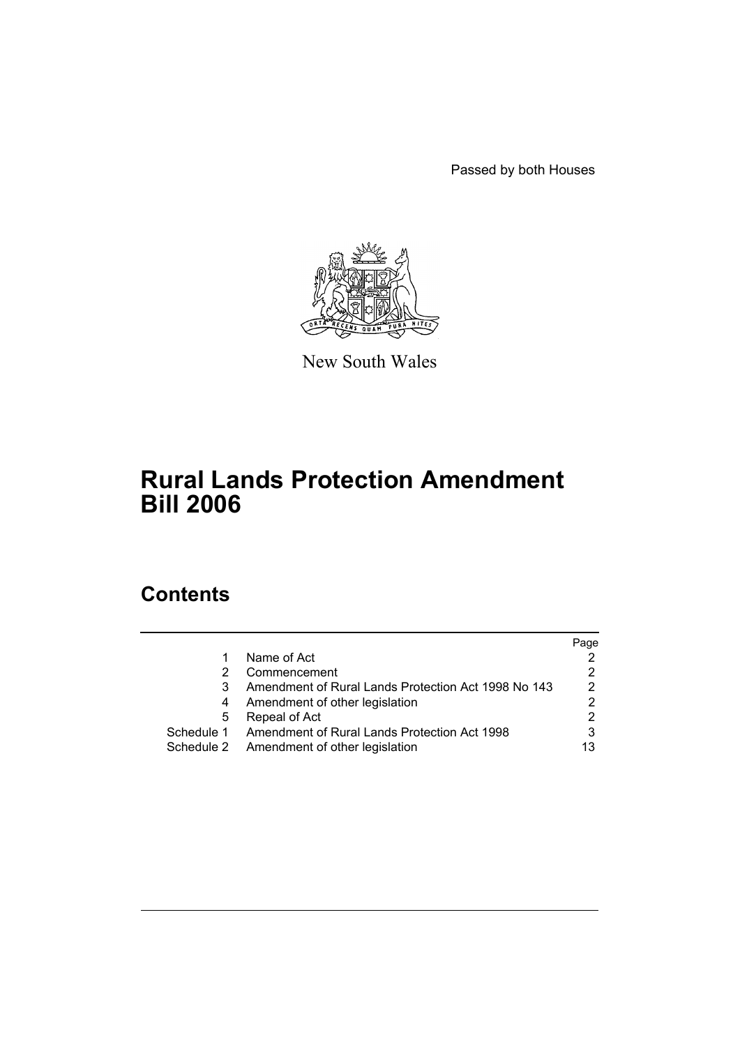Passed by both Houses

New South Wales

# Rural Lands Protection Amendment Bill 2006

## Contents

| | | Page |
|---|---|---|
| 1 | Name of Act | 2 |
| 2 | Commencement | 2 |
| 3 | Amendment of Rural Lands Protection Act 1998 No 143 | 2 |
| 4 | Amendment of other legislation | 2 |
| 5 | Repeal of Act | 2 |
| Schedule 1 | Amendment of Rural Lands Protection Act 1998 | 3 |
| Schedule 2 | Amendment of other legislation | 13 |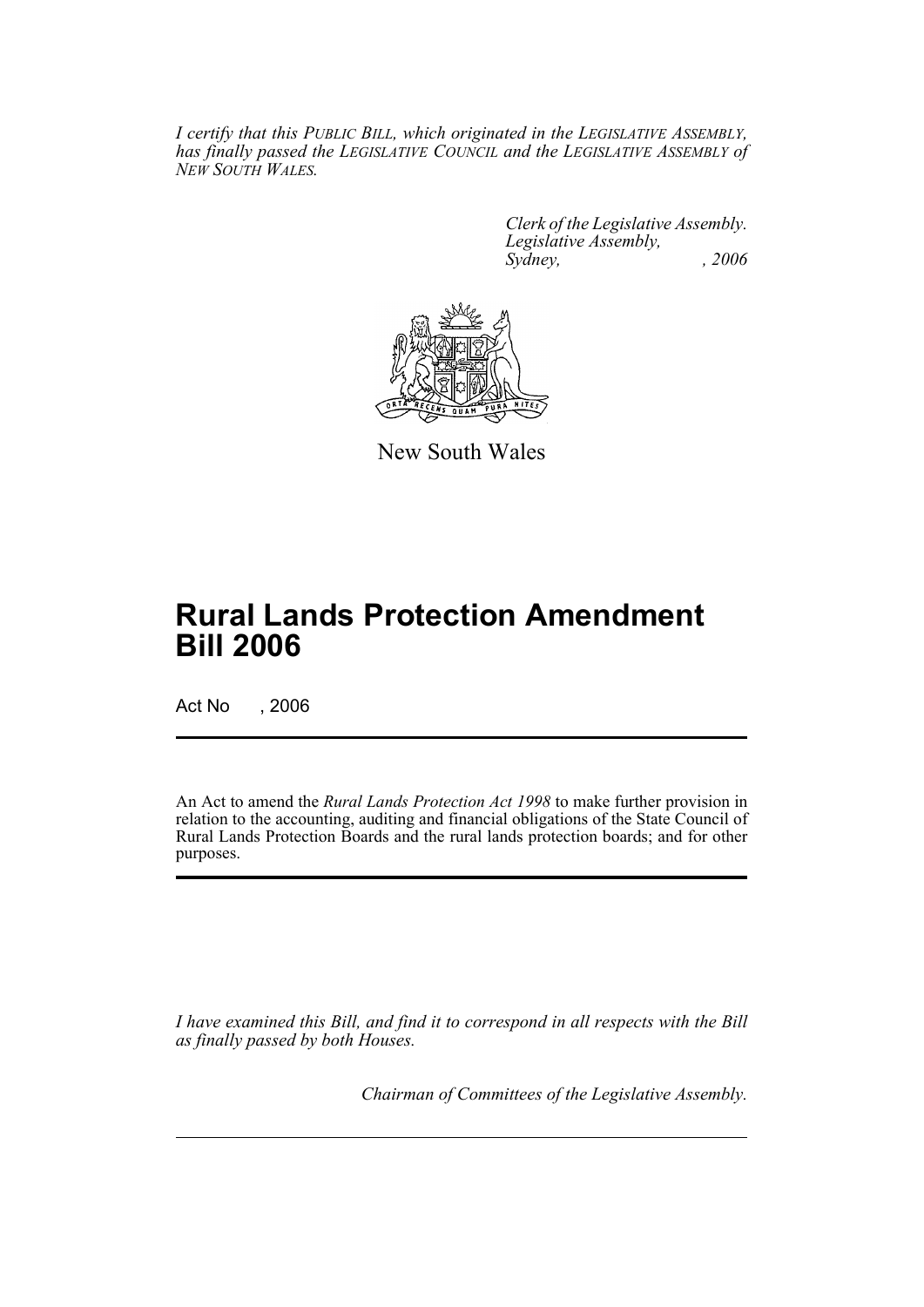*I certify that this PUBLIC BILL, which originated in the LEGISLATIVE ASSEMBLY, has finally passed the LEGISLATIVE COUNCIL and the LEGISLATIVE ASSEMBLY of NEW SOUTH WALES.*

*Clerk of the Legislative Assembly.*
*Legislative Assembly,*
*Sydney, , 2006*

New South Wales

# Rural Lands Protection Amendment Bill 2006

Act No , 2006

An Act to amend the *Rural Lands Protection Act 1998* to make further provision in relation to the accounting, auditing and financial obligations of the State Council of Rural Lands Protection Boards and the rural lands protection boards; and for other purposes.

*I have examined this Bill, and find it to correspond in all respects with the Bill as finally passed by both Houses.*

*Chairman of Committees of the Legislative Assembly.*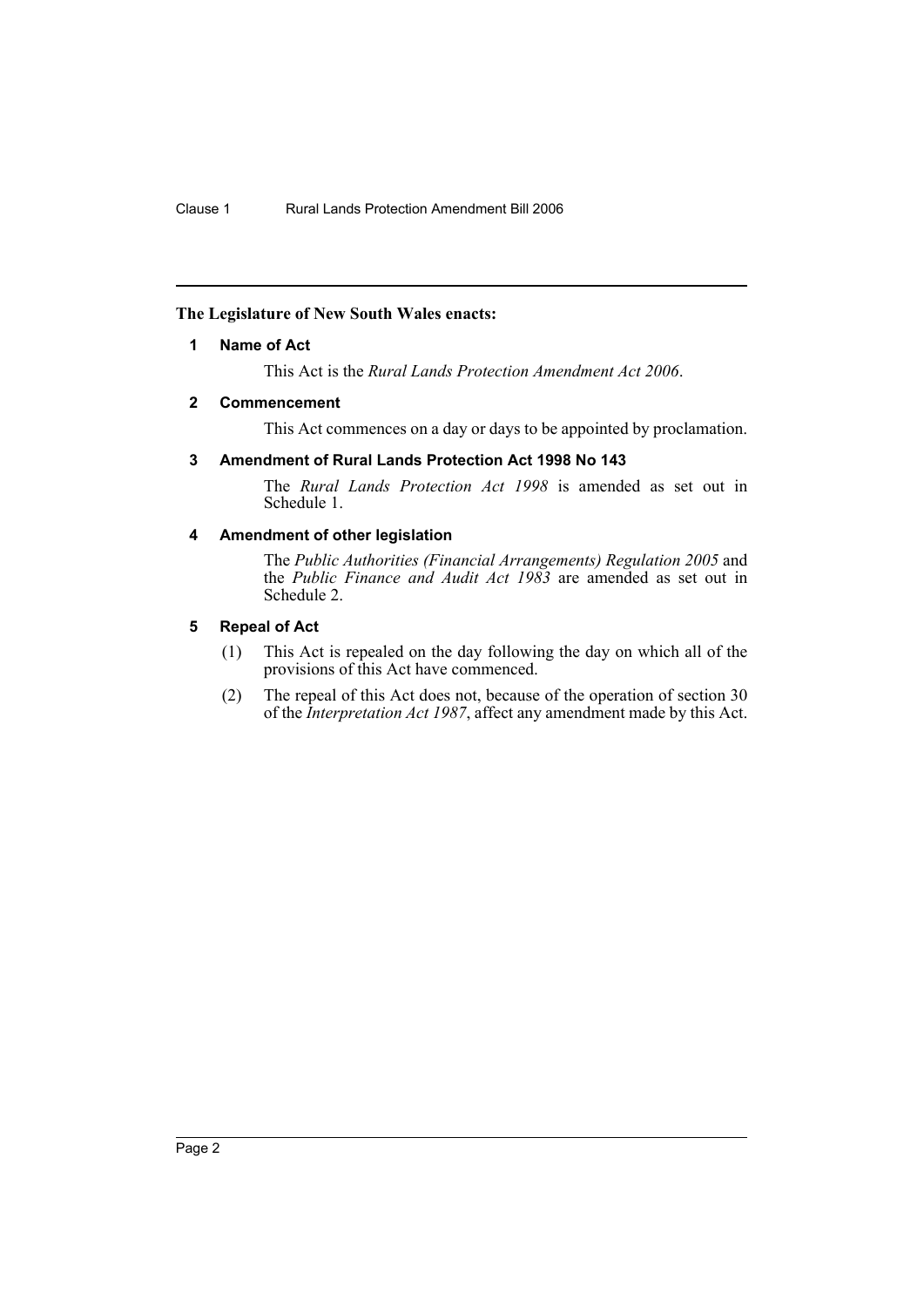**The Legislature of New South Wales enacts:**

### 1 Name of Act

This Act is the *Rural Lands Protection Amendment Act 2006*.

### 2 Commencement

This Act commences on a day or days to be appointed by proclamation.

### 3 Amendment of Rural Lands Protection Act 1998 No 143

The *Rural Lands Protection Act 1998* is amended as set out in Schedule 1.

### 4 Amendment of other legislation

The *Public Authorities (Financial Arrangements) Regulation 2005* and the *Public Finance and Audit Act 1983* are amended as set out in Schedule 2.

### 5 Repeal of Act

(1) This Act is repealed on the day following the day on which all of the provisions of this Act have commenced.

(2) The repeal of this Act does not, because of the operation of section 30 of the *Interpretation Act 1987*, affect any amendment made by this Act.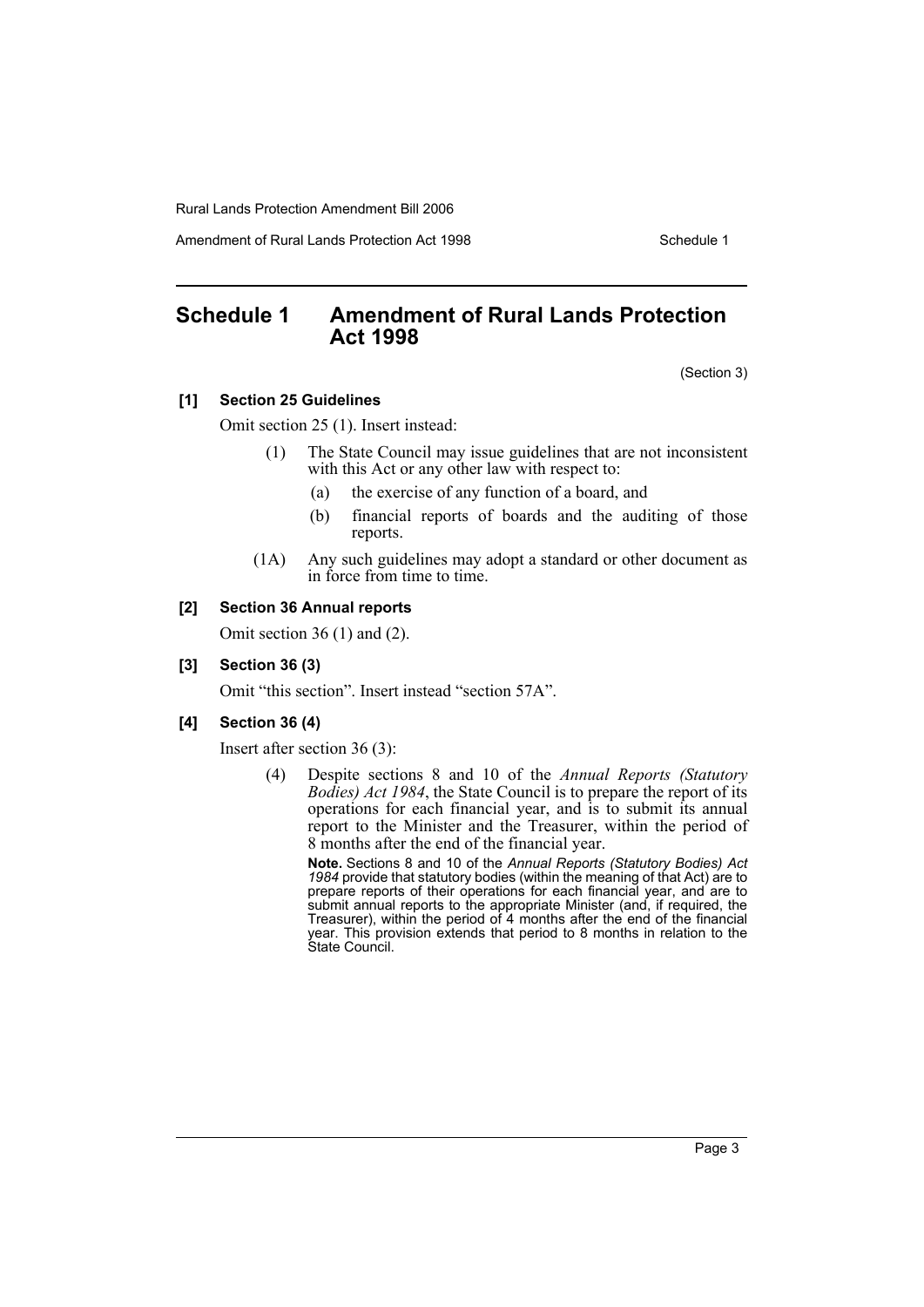## Schedule 1 Amendment of Rural Lands Protection Act 1998

(Section 3)

**[1] Section 25 Guidelines**

Omit section 25 (1). Insert instead:

(1) The State Council may issue guidelines that are not inconsistent with this Act or any other law with respect to:

- (a) the exercise of any function of a board, and
- (b) financial reports of boards and the auditing of those reports.

(1A) Any such guidelines may adopt a standard or other document as in force from time to time.

**[2] Section 36 Annual reports**

Omit section 36 (1) and (2).

**[3] Section 36 (3)**

Omit "this section". Insert instead "section 57A".

**[4] Section 36 (4)**

Insert after section 36 (3):

(4) Despite sections 8 and 10 of the *Annual Reports (Statutory Bodies) Act 1984*, the State Council is to prepare the report of its operations for each financial year, and is to submit its annual report to the Minister and the Treasurer, within the period of 8 months after the end of the financial year.

**Note.** Sections 8 and 10 of the *Annual Reports (Statutory Bodies) Act 1984* provide that statutory bodies (within the meaning of that Act) are to prepare reports of their operations for each financial year, and are to submit annual reports to the appropriate Minister (and, if required, the Treasurer), within the period of 4 months after the end of the financial year. This provision extends that period to 8 months in relation to the State Council.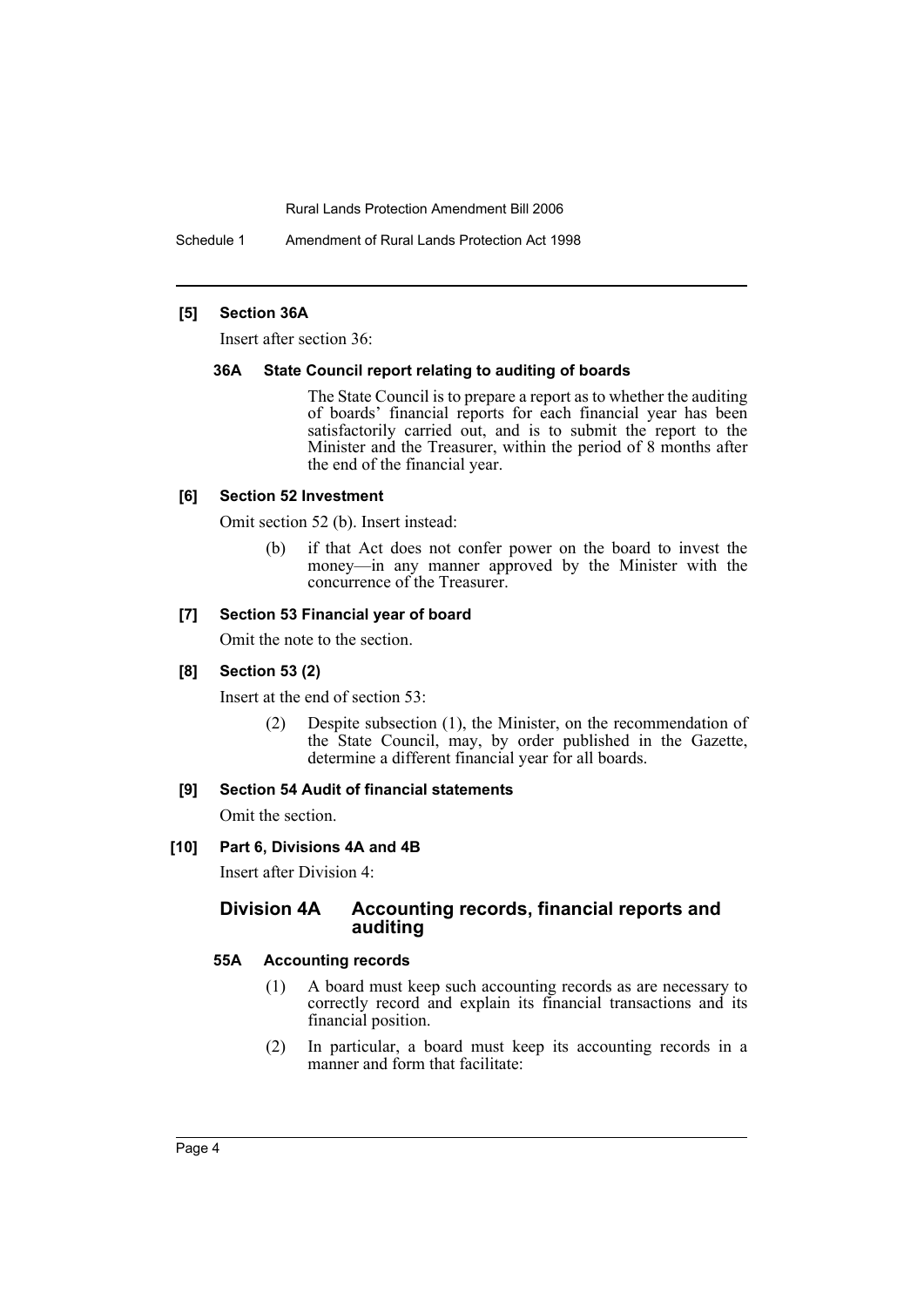### [5] Section 36A

Insert after section 36:

#### 36A State Council report relating to auditing of boards

The State Council is to prepare a report as to whether the auditing of boards' financial reports for each financial year has been satisfactorily carried out, and is to submit the report to the Minister and the Treasurer, within the period of 8 months after the end of the financial year.

### [6] Section 52 Investment

Omit section 52 (b). Insert instead:

(b) if that Act does not confer power on the board to invest the money—in any manner approved by the Minister with the concurrence of the Treasurer.

### [7] Section 53 Financial year of board

Omit the note to the section.

### [8] Section 53 (2)

Insert at the end of section 53:

(2) Despite subsection (1), the Minister, on the recommendation of the State Council, may, by order published in the Gazette, determine a different financial year for all boards.

### [9] Section 54 Audit of financial statements

Omit the section.

### [10] Part 6, Divisions 4A and 4B

Insert after Division 4:

## Division 4A Accounting records, financial reports and auditing

#### 55A Accounting records

(1) A board must keep such accounting records as are necessary to correctly record and explain its financial transactions and its financial position.

(2) In particular, a board must keep its accounting records in a manner and form that facilitate: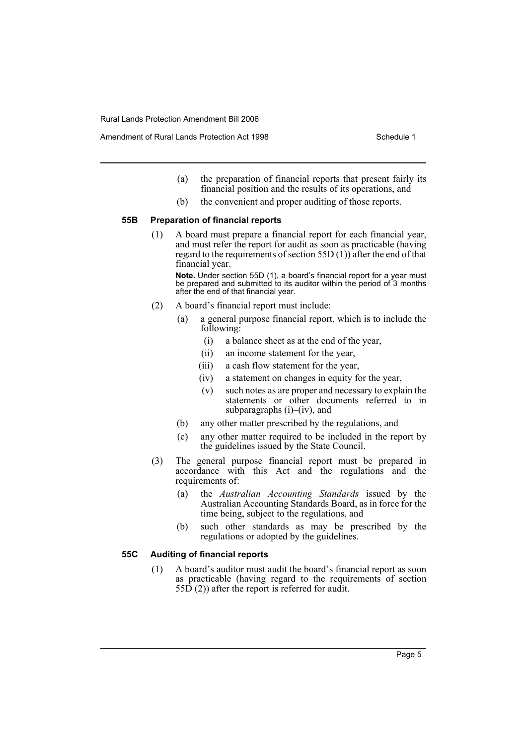(a) the preparation of financial reports that present fairly its financial position and the results of its operations, and

(b) the convenient and proper auditing of those reports.

### 55B Preparation of financial reports

(1) A board must prepare a financial report for each financial year, and must refer the report for audit as soon as practicable (having regard to the requirements of section 55D (1)) after the end of that financial year.

**Note.** Under section 55D (1), a board's financial report for a year must be prepared and submitted to its auditor within the period of 3 months after the end of that financial year.

(2) A board's financial report must include:

(a) a general purpose financial report, which is to include the following:

(i) a balance sheet as at the end of the year,

(ii) an income statement for the year,

(iii) a cash flow statement for the year,

(iv) a statement on changes in equity for the year,

(v) such notes as are proper and necessary to explain the statements or other documents referred to in subparagraphs (i)–(iv), and

(b) any other matter prescribed by the regulations, and

(c) any other matter required to be included in the report by the guidelines issued by the State Council.

(3) The general purpose financial report must be prepared in accordance with this Act and the regulations and the requirements of:

(a) the *Australian Accounting Standards* issued by the Australian Accounting Standards Board, as in force for the time being, subject to the regulations, and

(b) such other standards as may be prescribed by the regulations or adopted by the guidelines.

### 55C Auditing of financial reports

(1) A board's auditor must audit the board's financial report as soon as practicable (having regard to the requirements of section 55D (2)) after the report is referred for audit.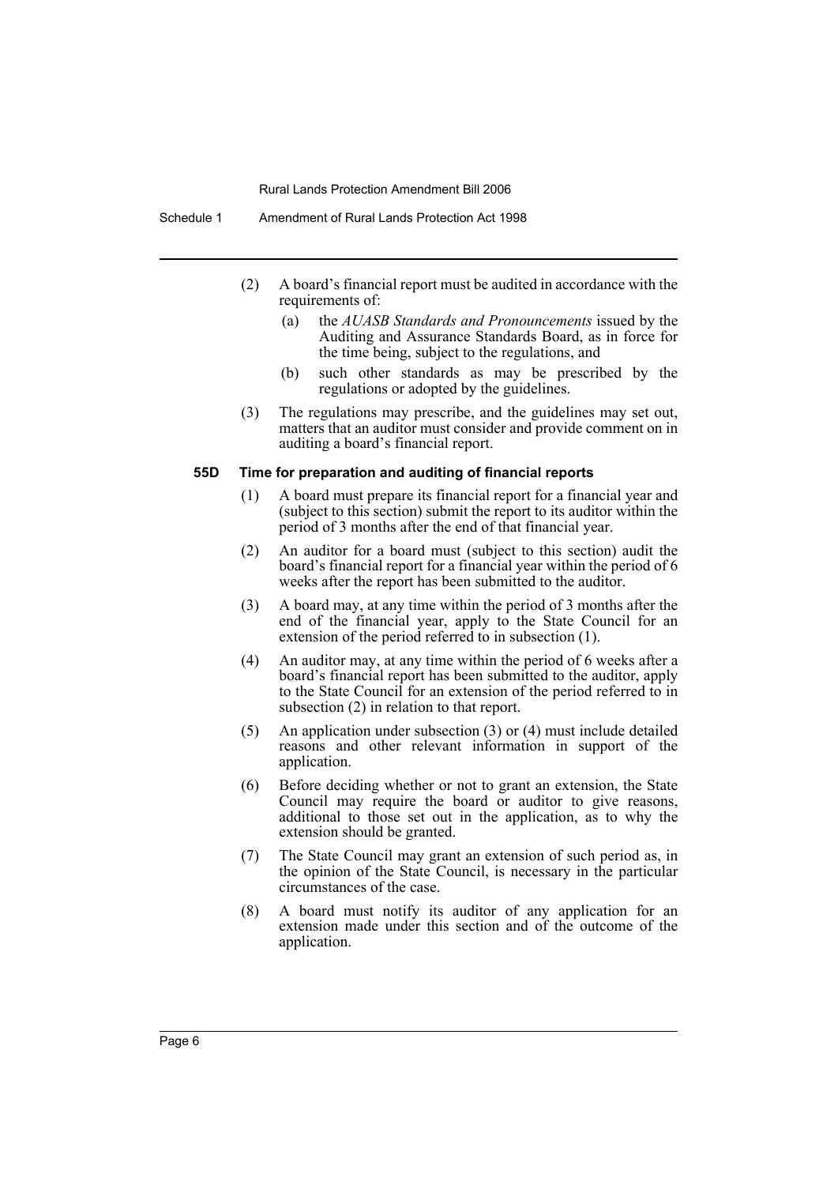(2) A board's financial report must be audited in accordance with the requirements of:

  (a) the *AUASB Standards and Pronouncements* issued by the Auditing and Assurance Standards Board, as in force for the time being, subject to the regulations, and

  (b) such other standards as may be prescribed by the regulations or adopted by the guidelines.

(3) The regulations may prescribe, and the guidelines may set out, matters that an auditor must consider and provide comment on in auditing a board's financial report.

**55D Time for preparation and auditing of financial reports**

(1) A board must prepare its financial report for a financial year and (subject to this section) submit the report to its auditor within the period of 3 months after the end of that financial year.

(2) An auditor for a board must (subject to this section) audit the board's financial report for a financial year within the period of 6 weeks after the report has been submitted to the auditor.

(3) A board may, at any time within the period of 3 months after the end of the financial year, apply to the State Council for an extension of the period referred to in subsection (1).

(4) An auditor may, at any time within the period of 6 weeks after a board's financial report has been submitted to the auditor, apply to the State Council for an extension of the period referred to in subsection (2) in relation to that report.

(5) An application under subsection (3) or (4) must include detailed reasons and other relevant information in support of the application.

(6) Before deciding whether or not to grant an extension, the State Council may require the board or auditor to give reasons, additional to those set out in the application, as to why the extension should be granted.

(7) The State Council may grant an extension of such period as, in the opinion of the State Council, is necessary in the particular circumstances of the case.

(8) A board must notify its auditor of any application for an extension made under this section and of the outcome of the application.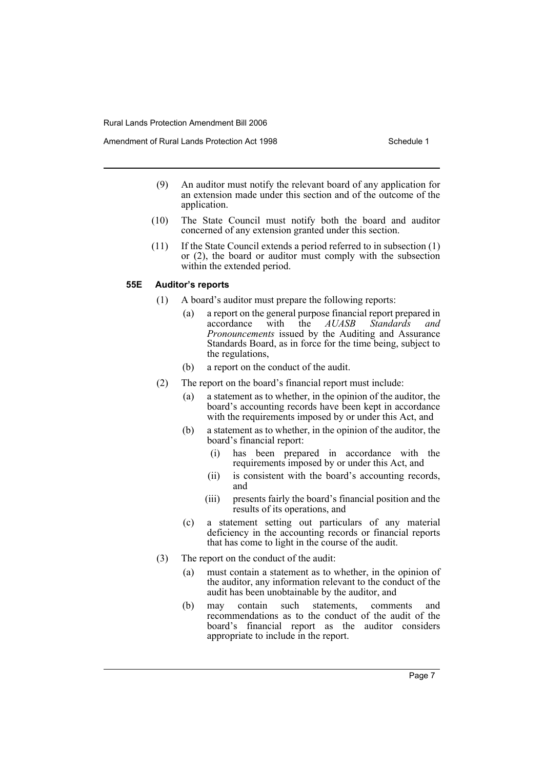(9) An auditor must notify the relevant board of any application for an extension made under this section and of the outcome of the application.

(10) The State Council must notify both the board and auditor concerned of any extension granted under this section.

(11) If the State Council extends a period referred to in subsection (1) or (2), the board or auditor must comply with the subsection within the extended period.

#### 55E Auditor's reports

(1) A board's auditor must prepare the following reports:

- (a) a report on the general purpose financial report prepared in accordance with the *AUASB Standards and Pronouncements* issued by the Auditing and Assurance Standards Board, as in force for the time being, subject to the regulations,
- (b) a report on the conduct of the audit.

(2) The report on the board's financial report must include:

- (a) a statement as to whether, in the opinion of the auditor, the board's accounting records have been kept in accordance with the requirements imposed by or under this Act, and
- (b) a statement as to whether, in the opinion of the auditor, the board's financial report:
  - (i) has been prepared in accordance with the requirements imposed by or under this Act, and
  - (ii) is consistent with the board's accounting records, and
  - (iii) presents fairly the board's financial position and the results of its operations, and
- (c) a statement setting out particulars of any material deficiency in the accounting records or financial reports that has come to light in the course of the audit.

(3) The report on the conduct of the audit:

- (a) must contain a statement as to whether, in the opinion of the auditor, any information relevant to the conduct of the audit has been unobtainable by the auditor, and
- (b) may contain such statements, comments and recommendations as to the conduct of the audit of the board's financial report as the auditor considers appropriate to include in the report.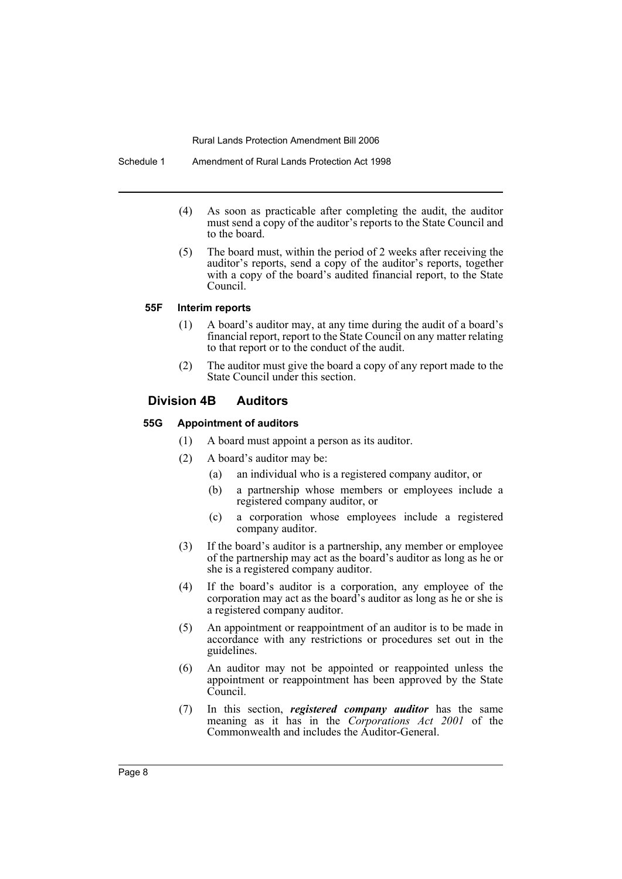(4) As soon as practicable after completing the audit, the auditor must send a copy of the auditor's reports to the State Council and to the board.

(5) The board must, within the period of 2 weeks after receiving the auditor's reports, send a copy of the auditor's reports, together with a copy of the board's audited financial report, to the State Council.

#### 55F Interim reports

(1) A board's auditor may, at any time during the audit of a board's financial report, report to the State Council on any matter relating to that report or to the conduct of the audit.

(2) The auditor must give the board a copy of any report made to the State Council under this section.

### Division 4B Auditors

#### 55G Appointment of auditors

(1) A board must appoint a person as its auditor.

(2) A board's auditor may be:

- (a) an individual who is a registered company auditor, or
- (b) a partnership whose members or employees include a registered company auditor, or
- (c) a corporation whose employees include a registered company auditor.

(3) If the board's auditor is a partnership, any member or employee of the partnership may act as the board's auditor as long as he or she is a registered company auditor.

(4) If the board's auditor is a corporation, any employee of the corporation may act as the board's auditor as long as he or she is a registered company auditor.

(5) An appointment or reappointment of an auditor is to be made in accordance with any restrictions or procedures set out in the guidelines.

(6) An auditor may not be appointed or reappointed unless the appointment or reappointment has been approved by the State Council.

(7) In this section, ***registered company auditor*** has the same meaning as it has in the *Corporations Act 2001* of the Commonwealth and includes the Auditor-General.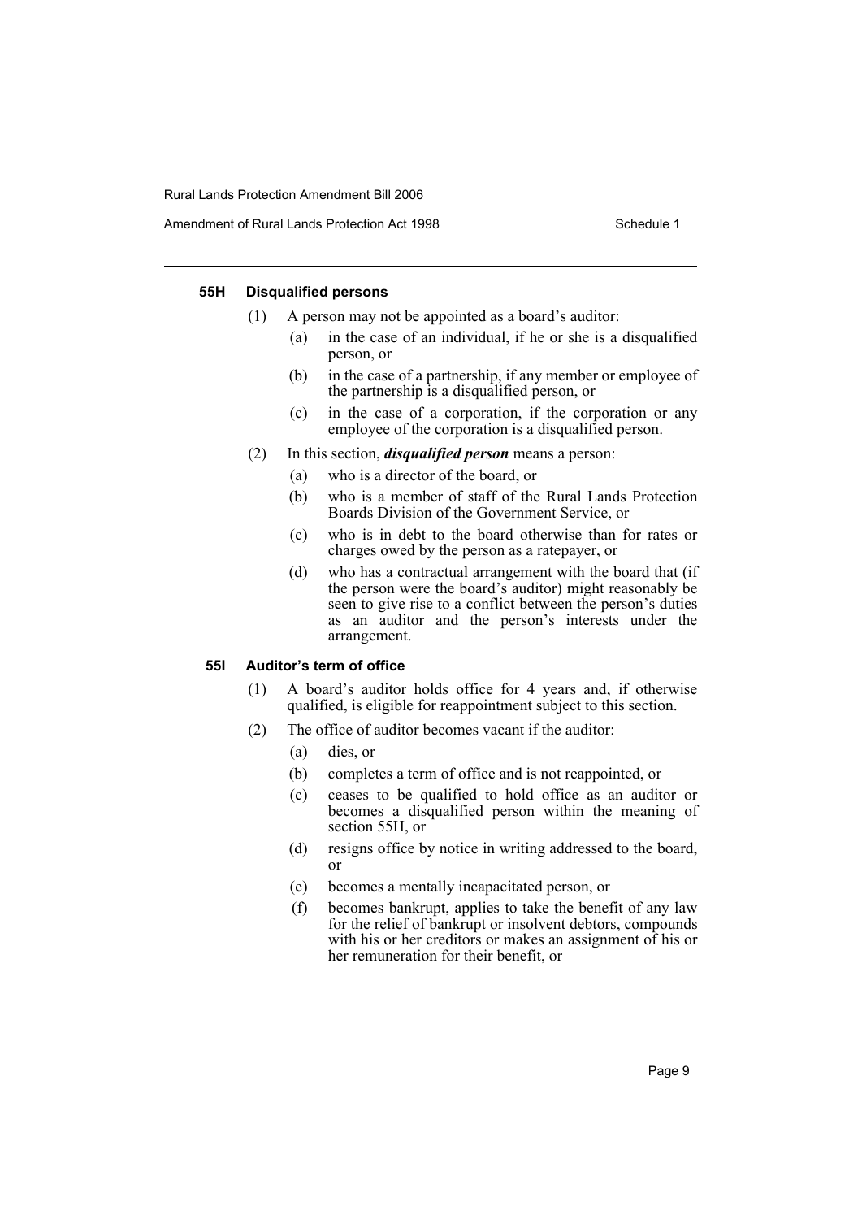#### 55H Disqualified persons

(1) A person may not be appointed as a board's auditor:

- (a) in the case of an individual, if he or she is a disqualified person, or
- (b) in the case of a partnership, if any member or employee of the partnership is a disqualified person, or
- (c) in the case of a corporation, if the corporation or any employee of the corporation is a disqualified person.

(2) In this section, ***disqualified person*** means a person:

- (a) who is a director of the board, or
- (b) who is a member of staff of the Rural Lands Protection Boards Division of the Government Service, or
- (c) who is in debt to the board otherwise than for rates or charges owed by the person as a ratepayer, or
- (d) who has a contractual arrangement with the board that (if the person were the board's auditor) might reasonably be seen to give rise to a conflict between the person's duties as an auditor and the person's interests under the arrangement.

#### 55I Auditor's term of office

(1) A board's auditor holds office for 4 years and, if otherwise qualified, is eligible for reappointment subject to this section.

(2) The office of auditor becomes vacant if the auditor:

- (a) dies, or
- (b) completes a term of office and is not reappointed, or
- (c) ceases to be qualified to hold office as an auditor or becomes a disqualified person within the meaning of section 55H, or
- (d) resigns office by notice in writing addressed to the board, or
- (e) becomes a mentally incapacitated person, or
- (f) becomes bankrupt, applies to take the benefit of any law for the relief of bankrupt or insolvent debtors, compounds with his or her creditors or makes an assignment of his or her remuneration for their benefit, or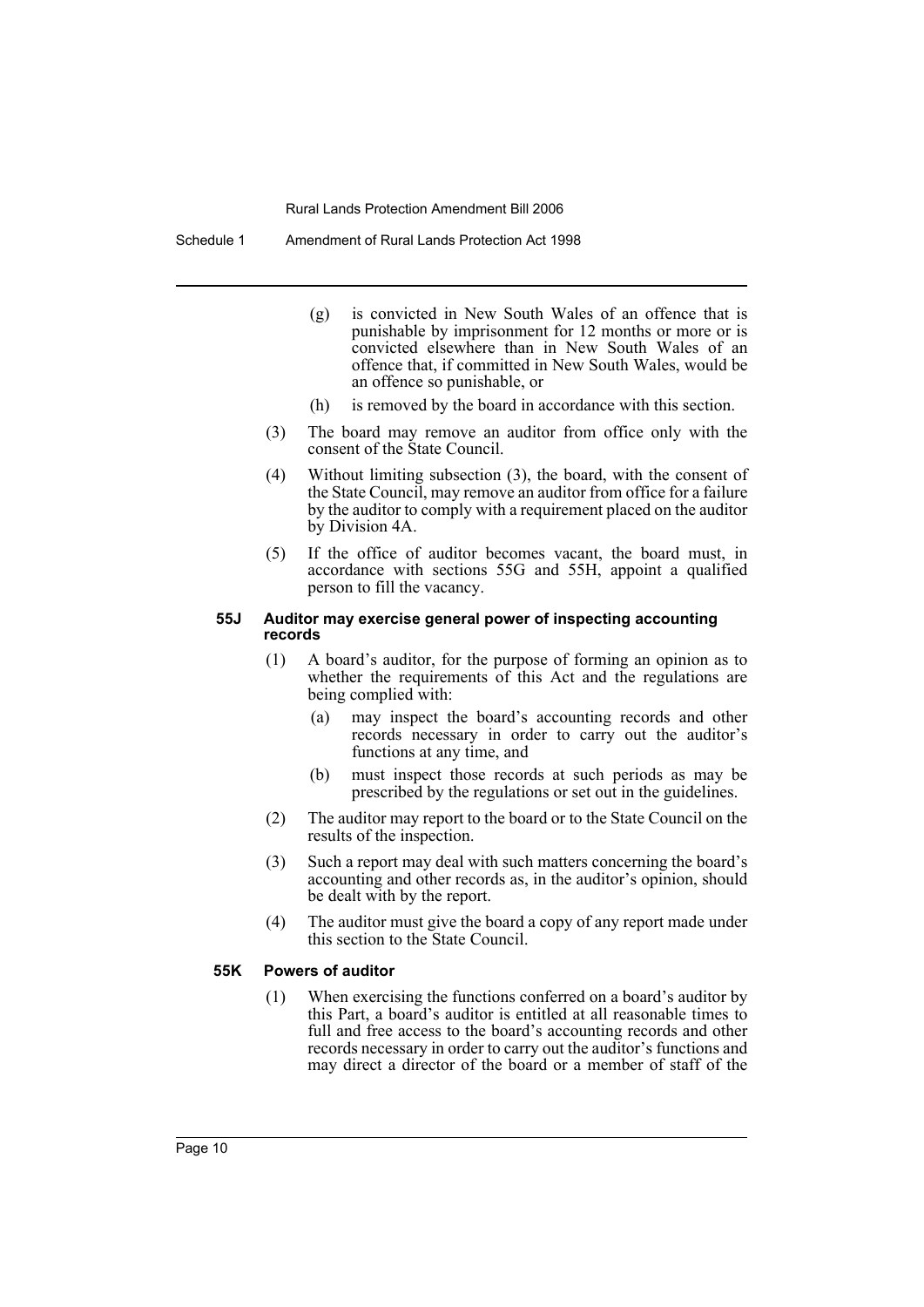(g) is convicted in New South Wales of an offence that is punishable by imprisonment for 12 months or more or is convicted elsewhere than in New South Wales of an offence that, if committed in New South Wales, would be an offence so punishable, or

(h) is removed by the board in accordance with this section.

(3) The board may remove an auditor from office only with the consent of the State Council.

(4) Without limiting subsection (3), the board, with the consent of the State Council, may remove an auditor from office for a failure by the auditor to comply with a requirement placed on the auditor by Division 4A.

(5) If the office of auditor becomes vacant, the board must, in accordance with sections 55G and 55H, appoint a qualified person to fill the vacancy.

#### 55J Auditor may exercise general power of inspecting accounting records

(1) A board's auditor, for the purpose of forming an opinion as to whether the requirements of this Act and the regulations are being complied with:

(a) may inspect the board's accounting records and other records necessary in order to carry out the auditor's functions at any time, and

(b) must inspect those records at such periods as may be prescribed by the regulations or set out in the guidelines.

(2) The auditor may report to the board or to the State Council on the results of the inspection.

(3) Such a report may deal with such matters concerning the board's accounting and other records as, in the auditor's opinion, should be dealt with by the report.

(4) The auditor must give the board a copy of any report made under this section to the State Council.

#### 55K Powers of auditor

(1) When exercising the functions conferred on a board's auditor by this Part, a board's auditor is entitled at all reasonable times to full and free access to the board's accounting records and other records necessary in order to carry out the auditor's functions and may direct a director of the board or a member of staff of the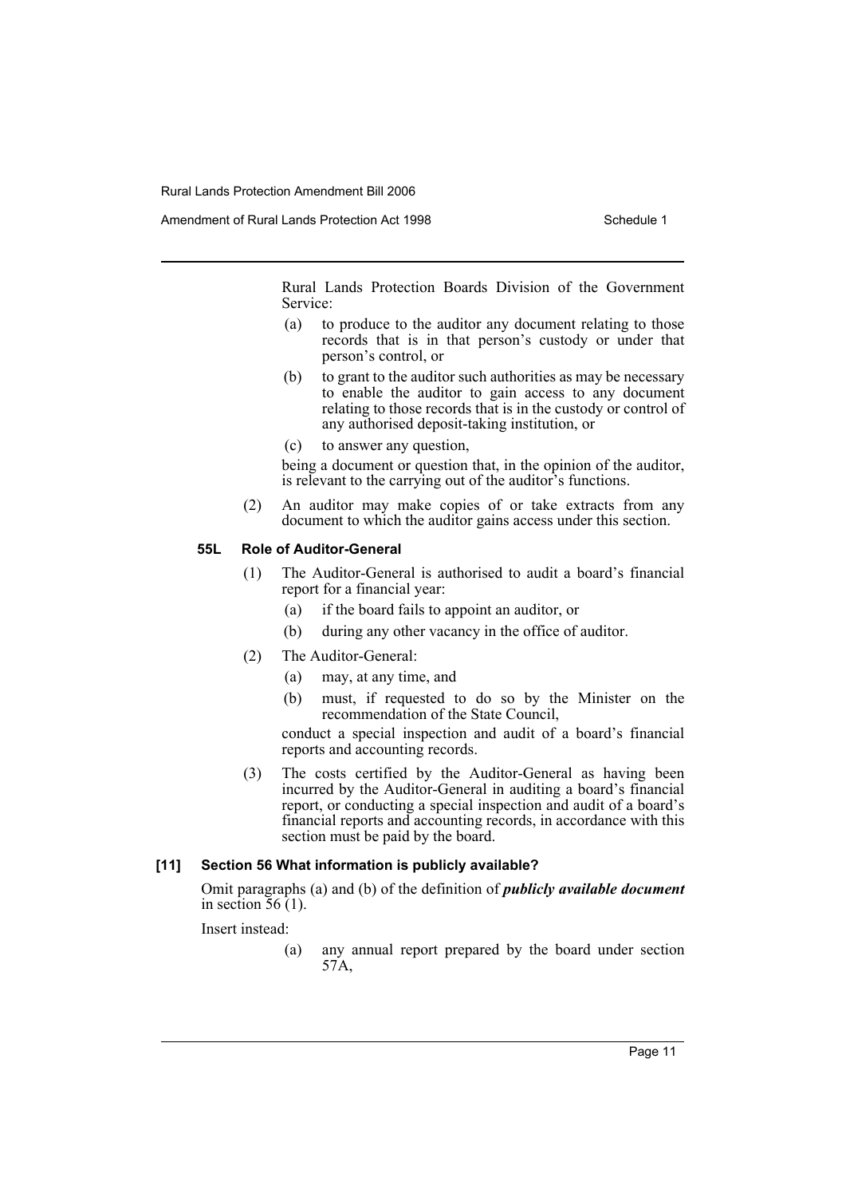Rural Lands Protection Boards Division of the Government Service:

(a) to produce to the auditor any document relating to those records that is in that person's custody or under that person's control, or

(b) to grant to the auditor such authorities as may be necessary to enable the auditor to gain access to any document relating to those records that is in the custody or control of any authorised deposit-taking institution, or

(c) to answer any question,

being a document or question that, in the opinion of the auditor, is relevant to the carrying out of the auditor's functions.

(2) An auditor may make copies of or take extracts from any document to which the auditor gains access under this section.

#### 55L Role of Auditor-General

(1) The Auditor-General is authorised to audit a board's financial report for a financial year:

(a) if the board fails to appoint an auditor, or

(b) during any other vacancy in the office of auditor.

(2) The Auditor-General:

(a) may, at any time, and

(b) must, if requested to do so by the Minister on the recommendation of the State Council,

conduct a special inspection and audit of a board's financial reports and accounting records.

(3) The costs certified by the Auditor-General as having been incurred by the Auditor-General in auditing a board's financial report, or conducting a special inspection and audit of a board's financial reports and accounting records, in accordance with this section must be paid by the board.

### [11] Section 56 What information is publicly available?

Omit paragraphs (a) and (b) of the definition of ***publicly available document*** in section 56 (1).

Insert instead:

(a) any annual report prepared by the board under section 57A,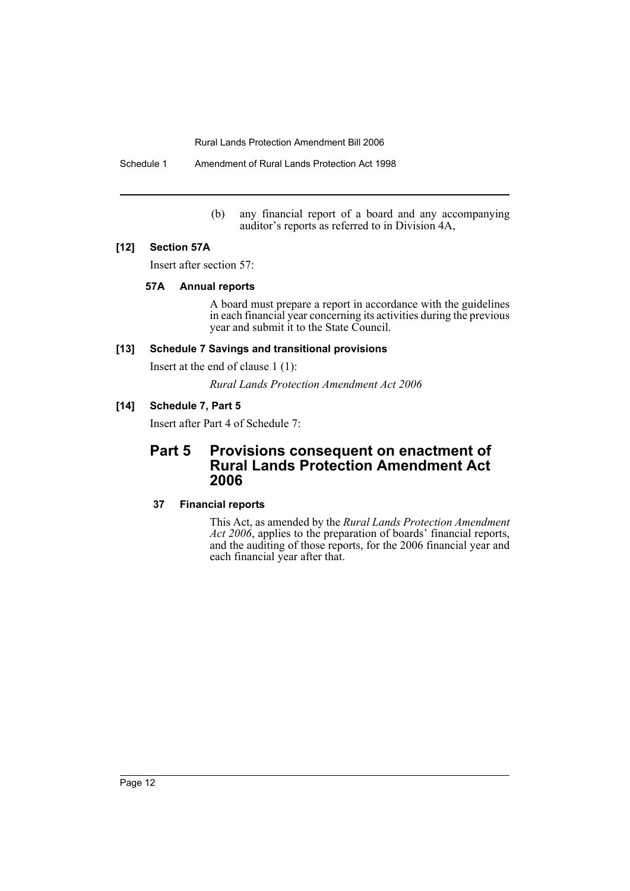(b) any financial report of a board and any accompanying auditor's reports as referred to in Division 4A,

### [12] Section 57A

Insert after section 57:

#### 57A Annual reports

A board must prepare a report in accordance with the guidelines in each financial year concerning its activities during the previous year and submit it to the State Council.

### [13] Schedule 7 Savings and transitional provisions

Insert at the end of clause 1 (1):

*Rural Lands Protection Amendment Act 2006*

### [14] Schedule 7, Part 5

Insert after Part 4 of Schedule 7:

## Part 5 Provisions consequent on enactment of Rural Lands Protection Amendment Act 2006

#### 37 Financial reports

This Act, as amended by the *Rural Lands Protection Amendment Act 2006*, applies to the preparation of boards' financial reports, and the auditing of those reports, for the 2006 financial year and each financial year after that.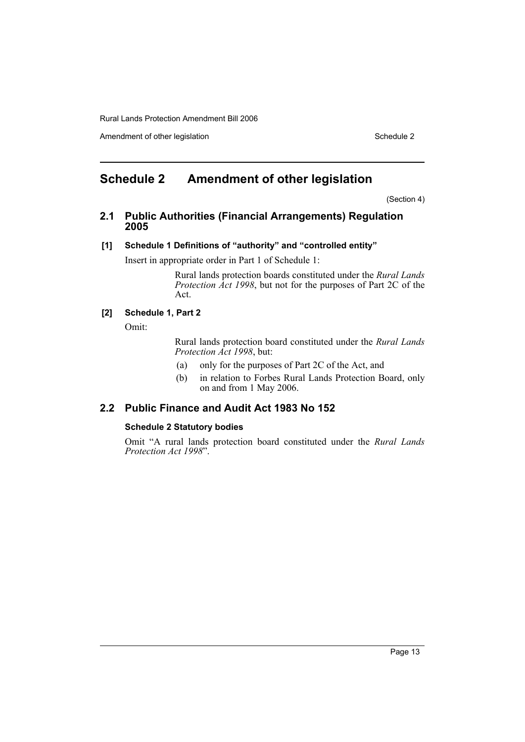# Schedule 2 Amendment of other legislation

(Section 4)

## 2.1 Public Authorities (Financial Arrangements) Regulation 2005

### [1] Schedule 1 Definitions of "authority" and "controlled entity"

Insert in appropriate order in Part 1 of Schedule 1:

> Rural lands protection boards constituted under the *Rural Lands Protection Act 1998*, but not for the purposes of Part 2C of the Act.

### [2] Schedule 1, Part 2

Omit:

> Rural lands protection board constituted under the *Rural Lands Protection Act 1998*, but:
>
> (a) only for the purposes of Part 2C of the Act, and
>
> (b) in relation to Forbes Rural Lands Protection Board, only on and from 1 May 2006.

## 2.2 Public Finance and Audit Act 1983 No 152

### Schedule 2 Statutory bodies

Omit "A rural lands protection board constituted under the *Rural Lands Protection Act 1998*".